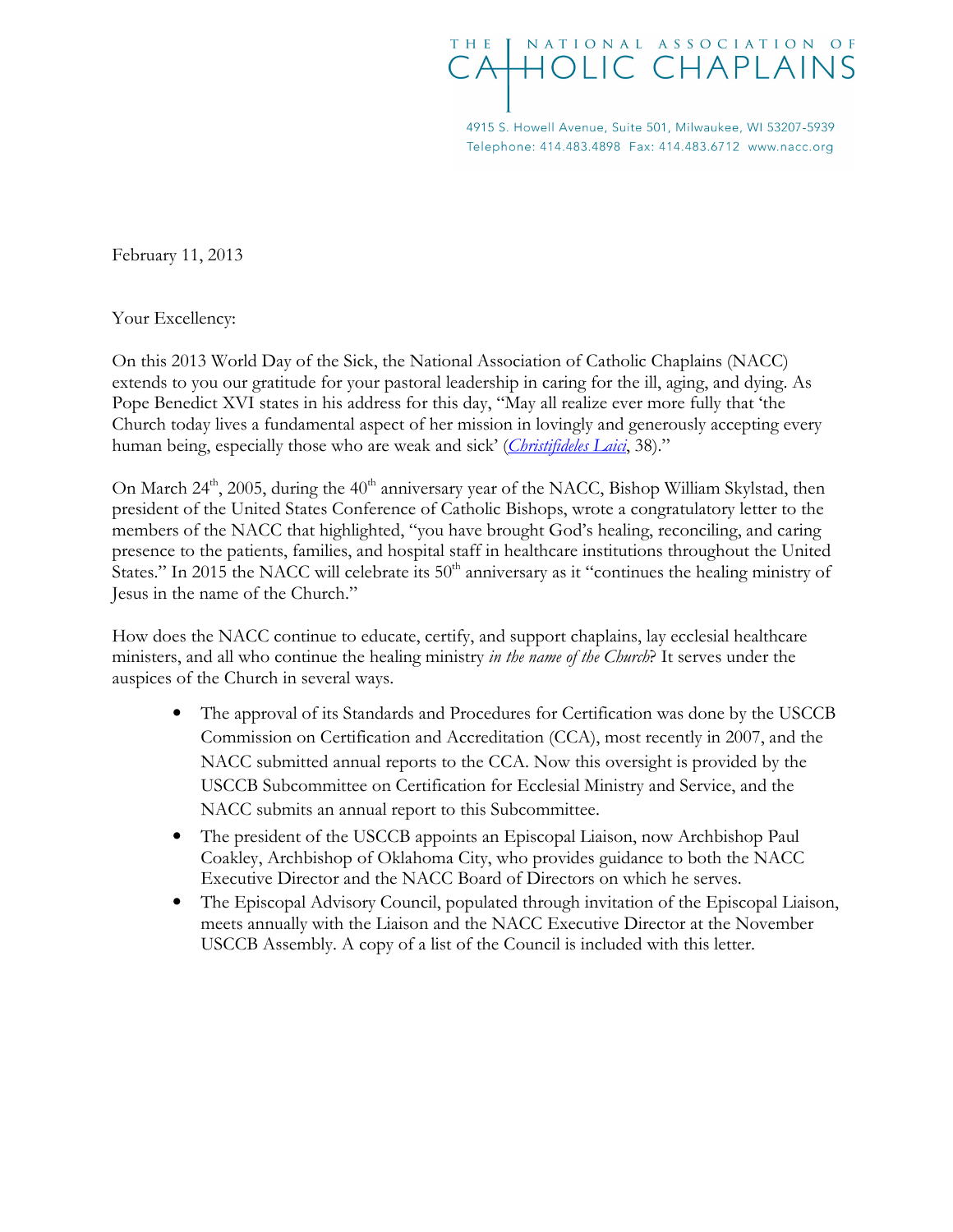THE NATIONAL ASSOCIATION OF CATHOLIC CHAPLAINS

4915 S. Howell Avenue, Suite 501, Milwaukee, WI 53207-5939
Telephone: 414.483.4898 Fax: 414.483.6712 www.nacc.org

February 11, 2013

Your Excellency:

On this 2013 World Day of the Sick, the National Association of Catholic Chaplains (NACC) extends to you our gratitude for your pastoral leadership in caring for the ill, aging, and dying. As Pope Benedict XVI states in his address for this day, "May all realize ever more fully that 'the Church today lives a fundamental aspect of her mission in lovingly and generously accepting every human being, especially those who are weak and sick' (*Christifideles Laici*, 38)."

On March 24th, 2005, during the 40th anniversary year of the NACC, Bishop William Skylstad, then president of the United States Conference of Catholic Bishops, wrote a congratulatory letter to the members of the NACC that highlighted, "you have brought God's healing, reconciling, and caring presence to the patients, families, and hospital staff in healthcare institutions throughout the United States." In 2015 the NACC will celebrate its 50th anniversary as it "continues the healing ministry of Jesus in the name of the Church."

How does the NACC continue to educate, certify, and support chaplains, lay ecclesial healthcare ministers, and all who continue the healing ministry *in the name of the Church*? It serves under the auspices of the Church in several ways.

- The approval of its Standards and Procedures for Certification was done by the USCCB Commission on Certification and Accreditation (CCA), most recently in 2007, and the NACC submitted annual reports to the CCA. Now this oversight is provided by the USCCB Subcommittee on Certification for Ecclesial Ministry and Service, and the NACC submits an annual report to this Subcommittee.
- The president of the USCCB appoints an Episcopal Liaison, now Archbishop Paul Coakley, Archbishop of Oklahoma City, who provides guidance to both the NACC Executive Director and the NACC Board of Directors on which he serves.
- The Episcopal Advisory Council, populated through invitation of the Episcopal Liaison, meets annually with the Liaison and the NACC Executive Director at the November USCCB Assembly. A copy of a list of the Council is included with this letter.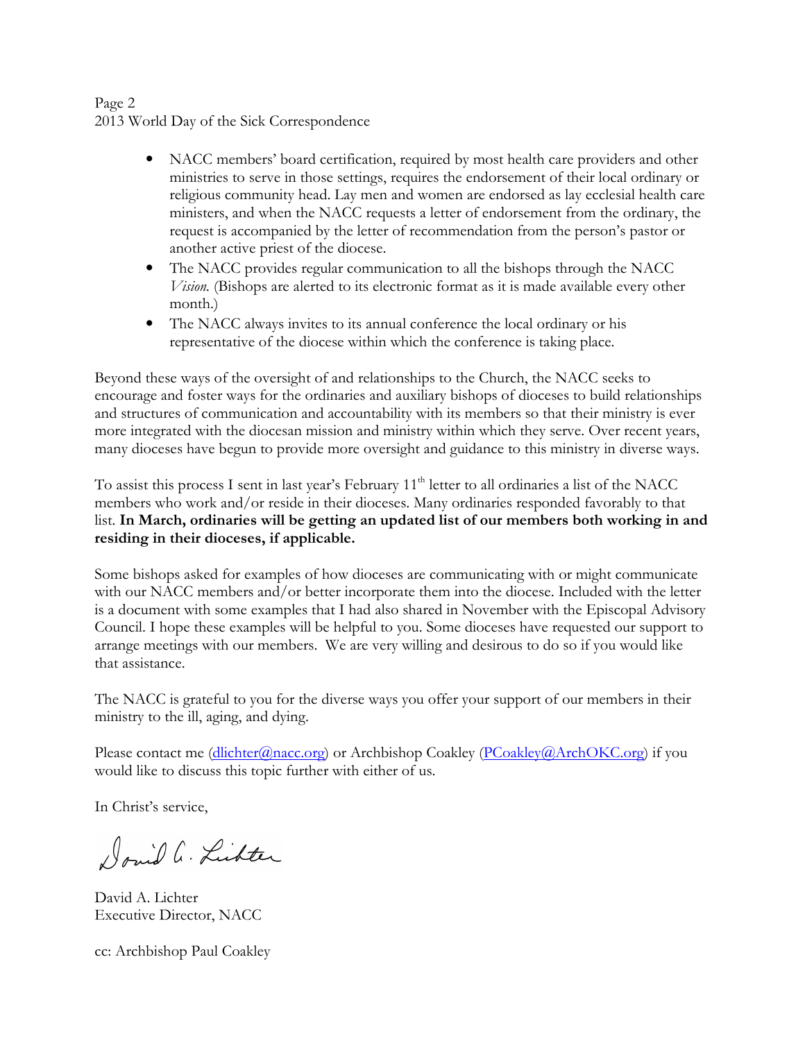- NACC members' board certification, required by most health care providers and other ministries to serve in those settings, requires the endorsement of their local ordinary or religious community head. Lay men and women are endorsed as lay ecclesial health care ministers, and when the NACC requests a letter of endorsement from the ordinary, the request is accompanied by the letter of recommendation from the person's pastor or another active priest of the diocese.
- The NACC provides regular communication to all the bishops through the NACC *Vision.* (Bishops are alerted to its electronic format as it is made available every other month.)
- The NACC always invites to its annual conference the local ordinary or his representative of the diocese within which the conference is taking place.

Beyond these ways of the oversight of and relationships to the Church, the NACC seeks to encourage and foster ways for the ordinaries and auxiliary bishops of dioceses to build relationships and structures of communication and accountability with its members so that their ministry is ever more integrated with the diocesan mission and ministry within which they serve. Over recent years, many dioceses have begun to provide more oversight and guidance to this ministry in diverse ways.

To assist this process I sent in last year's February 11th letter to all ordinaries a list of the NACC members who work and/or reside in their dioceses. Many ordinaries responded favorably to that list. **In March, ordinaries will be getting an updated list of our members both working in and residing in their dioceses, if applicable.**

Some bishops asked for examples of how dioceses are communicating with or might communicate with our NACC members and/or better incorporate them into the diocese. Included with the letter is a document with some examples that I had also shared in November with the Episcopal Advisory Council. I hope these examples will be helpful to you. Some dioceses have requested our support to arrange meetings with our members. We are very willing and desirous to do so if you would like that assistance.

The NACC is grateful to you for the diverse ways you offer your support of our members in their ministry to the ill, aging, and dying.

Please contact me (dlichter@nacc.org) or Archbishop Coakley (PCoakley@ArchOKC.org) if you would like to discuss this topic further with either of us.

In Christ's service,

David A. Lichter

David A. Lichter
Executive Director, NACC

cc: Archbishop Paul Coakley